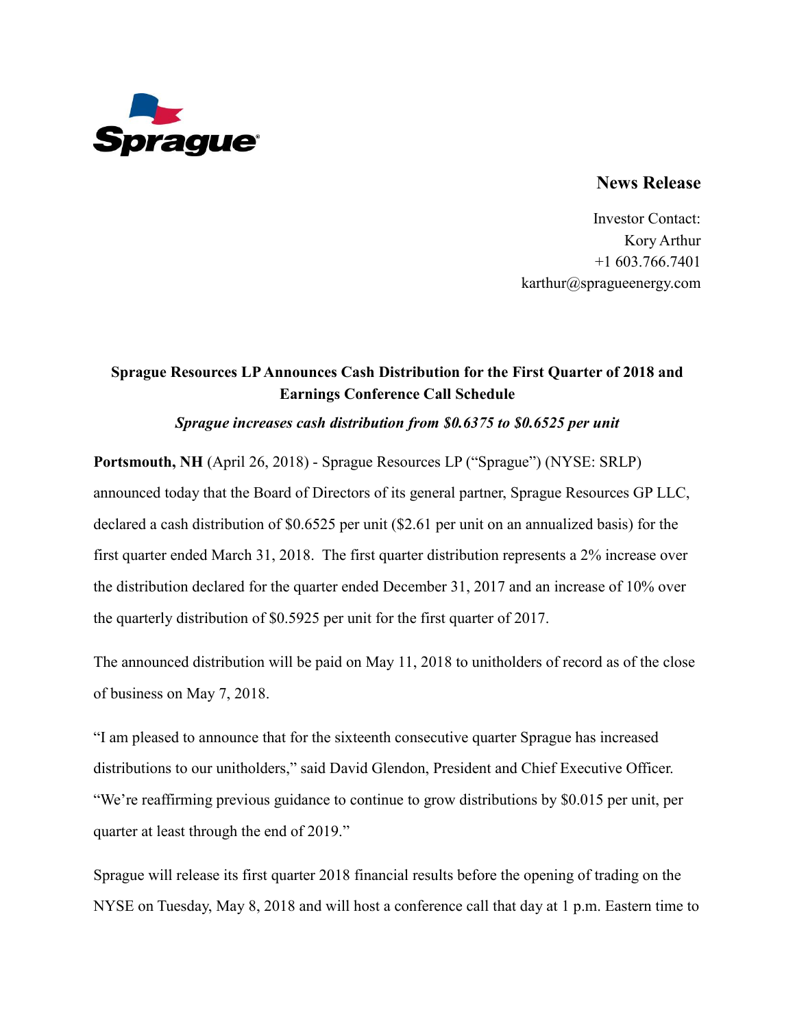Sprague

## News Release

Investor Contact:
Kory Arthur
+1 603.766.7401
karthur@spragueenergy.com

# Sprague Resources LP Announces Cash Distribution for the First Quarter of 2018 and Earnings Conference Call Schedule

***Sprague increases cash distribution from $0.6375 to $0.6525 per unit***

**Portsmouth, NH** (April 26, 2018) - Sprague Resources LP ("Sprague") (NYSE: SRLP) announced today that the Board of Directors of its general partner, Sprague Resources GP LLC, declared a cash distribution of $0.6525 per unit ($2.61 per unit on an annualized basis) for the first quarter ended March 31, 2018. The first quarter distribution represents a 2% increase over the distribution declared for the quarter ended December 31, 2017 and an increase of 10% over the quarterly distribution of $0.5925 per unit for the first quarter of 2017.

The announced distribution will be paid on May 11, 2018 to unitholders of record as of the close of business on May 7, 2018.

"I am pleased to announce that for the sixteenth consecutive quarter Sprague has increased distributions to our unitholders," said David Glendon, President and Chief Executive Officer. "We're reaffirming previous guidance to continue to grow distributions by $0.015 per unit, per quarter at least through the end of 2019."

Sprague will release its first quarter 2018 financial results before the opening of trading on the NYSE on Tuesday, May 8, 2018 and will host a conference call that day at 1 p.m. Eastern time to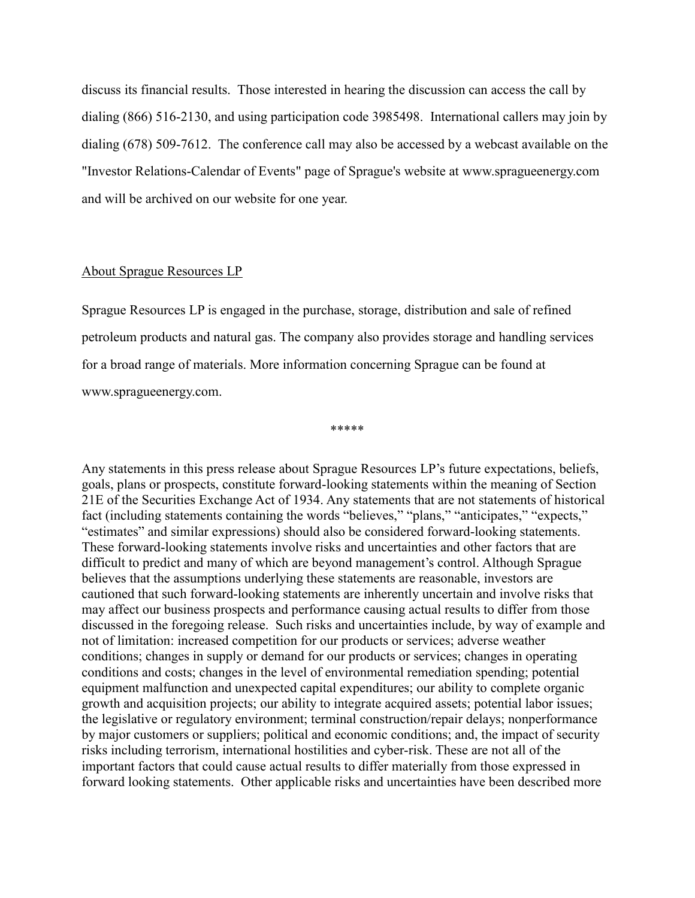discuss its financial results. Those interested in hearing the discussion can access the call by dialing (866) 516-2130, and using participation code 3985498. International callers may join by dialing (678) 509-7612. The conference call may also be accessed by a webcast available on the "Investor Relations-Calendar of Events" page of Sprague's website at www.spragueenergy.com and will be archived on our website for one year.

## About Sprague Resources LP

Sprague Resources LP is engaged in the purchase, storage, distribution and sale of refined petroleum products and natural gas. The company also provides storage and handling services for a broad range of materials. More information concerning Sprague can be found at www.spragueenergy.com.

*****

Any statements in this press release about Sprague Resources LP's future expectations, beliefs, goals, plans or prospects, constitute forward-looking statements within the meaning of Section 21E of the Securities Exchange Act of 1934. Any statements that are not statements of historical fact (including statements containing the words "believes," "plans," "anticipates," "expects," "estimates" and similar expressions) should also be considered forward-looking statements. These forward-looking statements involve risks and uncertainties and other factors that are difficult to predict and many of which are beyond management's control. Although Sprague believes that the assumptions underlying these statements are reasonable, investors are cautioned that such forward-looking statements are inherently uncertain and involve risks that may affect our business prospects and performance causing actual results to differ from those discussed in the foregoing release. Such risks and uncertainties include, by way of example and not of limitation: increased competition for our products or services; adverse weather conditions; changes in supply or demand for our products or services; changes in operating conditions and costs; changes in the level of environmental remediation spending; potential equipment malfunction and unexpected capital expenditures; our ability to complete organic growth and acquisition projects; our ability to integrate acquired assets; potential labor issues; the legislative or regulatory environment; terminal construction/repair delays; nonperformance by major customers or suppliers; political and economic conditions; and, the impact of security risks including terrorism, international hostilities and cyber-risk. These are not all of the important factors that could cause actual results to differ materially from those expressed in forward looking statements. Other applicable risks and uncertainties have been described more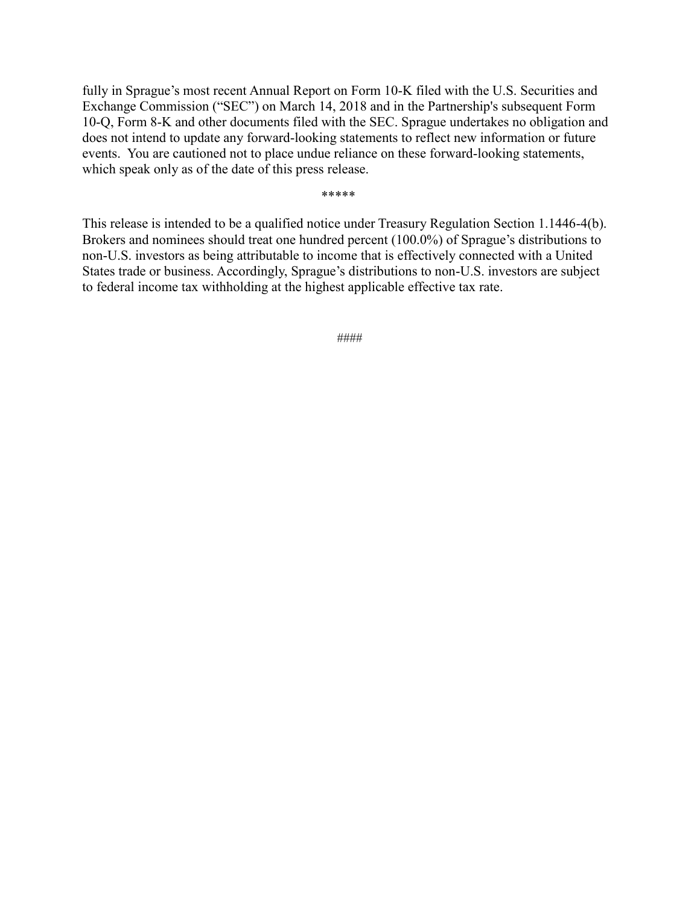fully in Sprague's most recent Annual Report on Form 10-K filed with the U.S. Securities and Exchange Commission ("SEC") on March 14, 2018 and in the Partnership's subsequent Form 10-Q, Form 8-K and other documents filed with the SEC. Sprague undertakes no obligation and does not intend to update any forward-looking statements to reflect new information or future events. You are cautioned not to place undue reliance on these forward-looking statements, which speak only as of the date of this press release.

*****

This release is intended to be a qualified notice under Treasury Regulation Section 1.1446-4(b). Brokers and nominees should treat one hundred percent (100.0%) of Sprague's distributions to non-U.S. investors as being attributable to income that is effectively connected with a United States trade or business. Accordingly, Sprague's distributions to non-U.S. investors are subject to federal income tax withholding at the highest applicable effective tax rate.

####